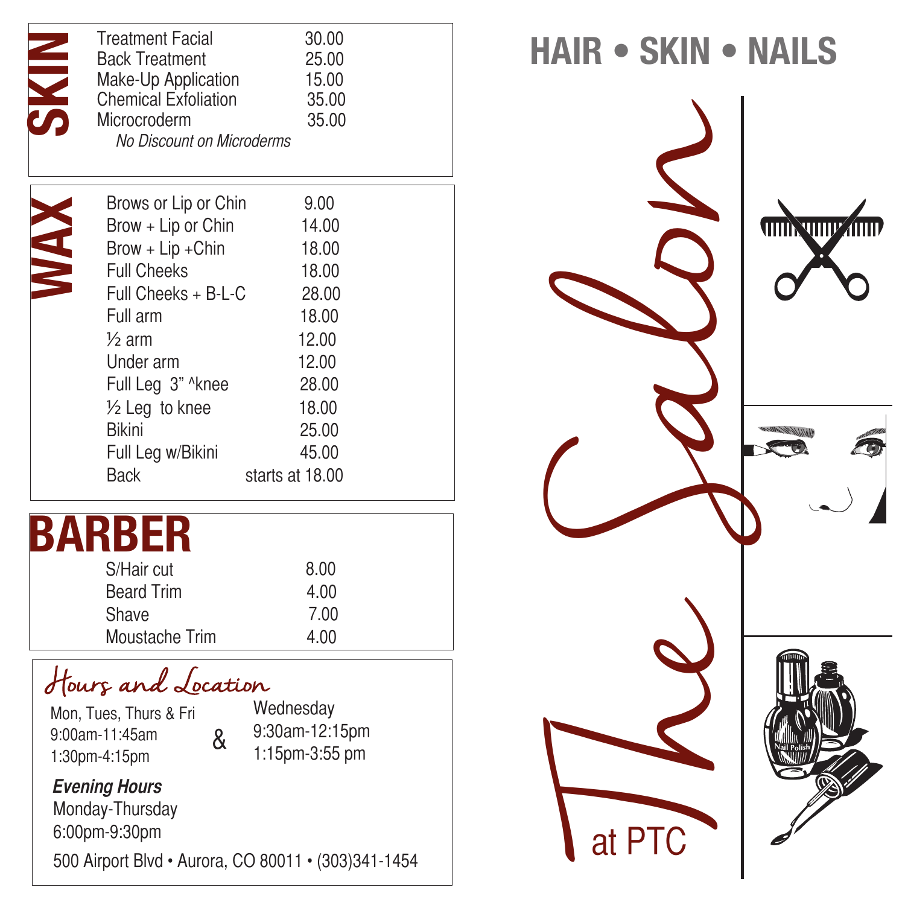# HAIR • SKIN • NAILS

# The Salon at PTC

## SKIN

| Service | Price |
|---|---|
| Treatment Facial | 30.00 |
| Back Treatment | 25.00 |
| Make-Up Application | 15.00 |
| Chemical Exfoliation | 35.00 |
| Microcroderm | 35.00 |

*No Discount on Microderms*

## WAX

| Service | Price |
|---|---|
| Brows or Lip or Chin | 9.00 |
| Brow + Lip or Chin | 14.00 |
| Brow + Lip +Chin | 18.00 |
| Full Cheeks | 18.00 |
| Full Cheeks + B-L-C | 28.00 |
| Full arm | 18.00 |
| ½ arm | 12.00 |
| Under arm | 12.00 |
| Full Leg 3" ^knee | 28.00 |
| ½ Leg to knee | 18.00 |
| Bikini | 25.00 |
| Full Leg w/Bikini | 45.00 |
| Back | starts at 18.00 |

## BARBER

| Service | Price |
|---|---|
| S/Hair cut | 8.00 |
| Beard Trim | 4.00 |
| Shave | 7.00 |
| Moustache Trim | 4.00 |

## Hours and Location

Mon, Tues, Thurs & Fri
9:00am-11:45am
1:30pm-4:15pm

&

Wednesday
9:30am-12:15pm
1:15pm-3:55 pm

***Evening Hours***
Monday-Thursday
6:00pm-9:30pm

500 Airport Blvd • Aurora, CO 80011 • (303)341-1454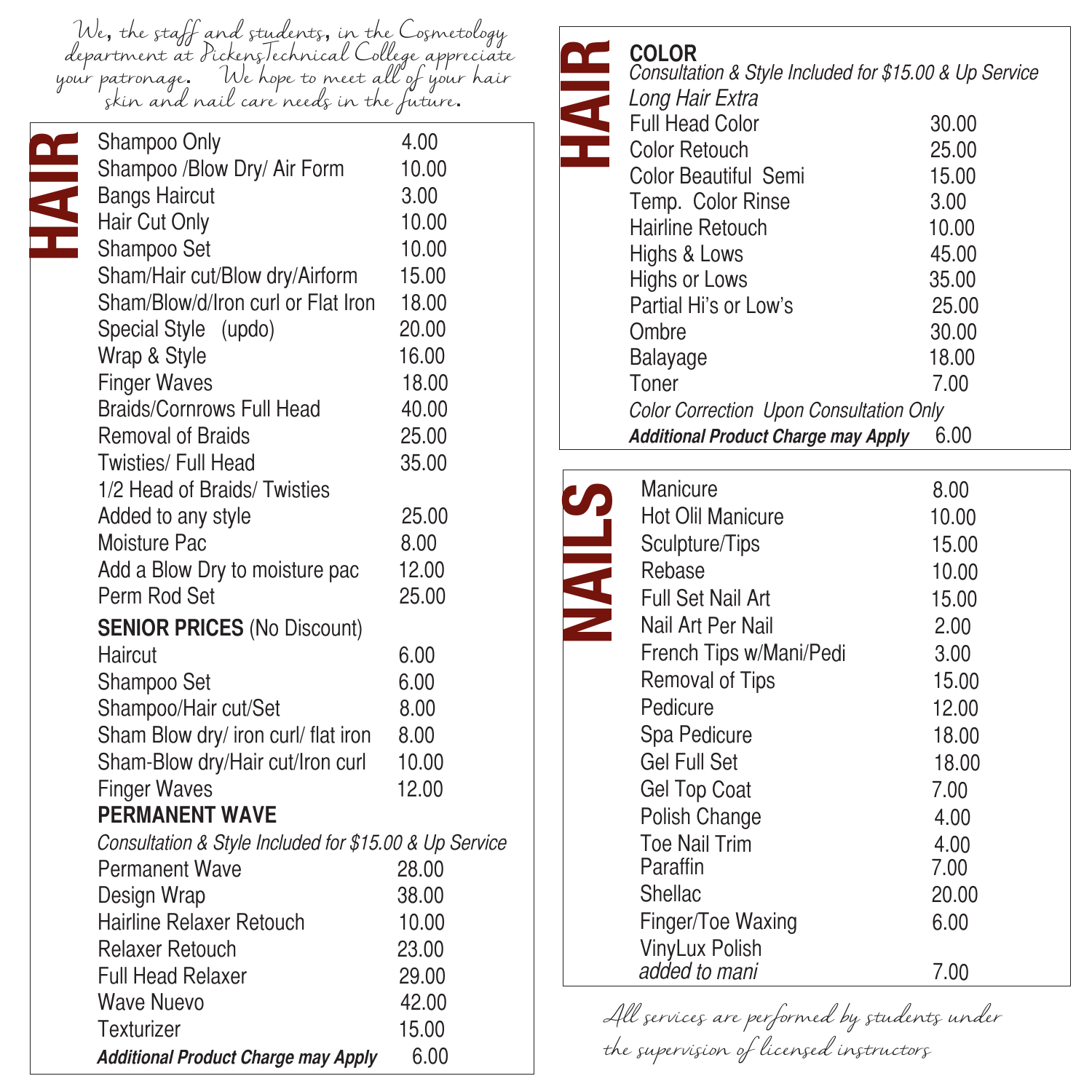We, the staff and students, in the Cosmetology department at PickensTechnical College appreciate your patronage. We hope to meet all of your hair skin and nail care needs in the future.

## HAIR

| | |
|---|---|
| Shampoo Only | 4.00 |
| Shampoo /Blow Dry/ Air Form | 10.00 |
| Bangs Haircut | 3.00 |
| Hair Cut Only | 10.00 |
| Shampoo Set | 10.00 |
| Sham/Hair cut/Blow dry/Airform | 15.00 |
| Sham/Blow/d/Iron curl or Flat Iron | 18.00 |
| Special Style (updo) | 20.00 |
| Wrap & Style | 16.00 |
| Finger Waves | 18.00 |
| Braids/Cornrows Full Head | 40.00 |
| Removal of Braids | 25.00 |
| Twisties/ Full Head | 35.00 |
| 1/2 Head of Braids/ Twisties Added to any style | 25.00 |
| Moisture Pac | 8.00 |
| Add a Blow Dry to moisture pac | 12.00 |
| Perm Rod Set | 25.00 |

**SENIOR PRICES** (No Discount)

| | |
|---|---|
| Haircut | 6.00 |
| Shampoo Set | 6.00 |
| Shampoo/Hair cut/Set | 8.00 |
| Sham Blow dry/ iron curl/ flat iron | 8.00 |
| Sham-Blow dry/Hair cut/Iron curl | 10.00 |
| Finger Waves | 12.00 |

**PERMANENT WAVE**

*Consultation & Style Included for $15.00 & Up Service*

| | |
|---|---|
| Permanent Wave | 28.00 |
| Design Wrap | 38.00 |
| Hairline Relaxer Retouch | 10.00 |
| Relaxer Retouch | 23.00 |
| Full Head Relaxer | 29.00 |
| Wave Nuevo | 42.00 |
| Texturizer | 15.00 |
| ***Additional Product Charge may Apply*** | 6.00 |

## HAIR

**COLOR**

*Consultation & Style Included for $15.00 & Up Service*

*Long Hair Extra*

| | |
|---|---|
| Full Head Color | 30.00 |
| Color Retouch | 25.00 |
| Color Beautiful Semi | 15.00 |
| Temp. Color Rinse | 3.00 |
| Hairline Retouch | 10.00 |
| Highs & Lows | 45.00 |
| Highs or Lows | 35.00 |
| Partial Hi's or Low's | 25.00 |
| Ombre | 30.00 |
| Balayage | 18.00 |
| Toner | 7.00 |

*Color Correction Upon Consultation Only*

***Additional Product Charge may Apply*** 6.00

## NAILS

| | |
|---|---|
| Manicure | 8.00 |
| Hot Olil Manicure | 10.00 |
| Sculpture/Tips | 15.00 |
| Rebase | 10.00 |
| Full Set Nail Art | 15.00 |
| Nail Art Per Nail | 2.00 |
| French Tips w/Mani/Pedi | 3.00 |
| Removal of Tips | 15.00 |
| Pedicure | 12.00 |
| Spa Pedicure | 18.00 |
| Gel Full Set | 18.00 |
| Gel Top Coat | 7.00 |
| Polish Change | 4.00 |
| Toe Nail Trim | 4.00 |
| Paraffin | 7.00 |
| Shellac | 20.00 |
| Finger/Toe Waxing | 6.00 |
| VinyLux Polish *added to mani* | 7.00 |

All services are performed by students under the supervision of licensed instructors